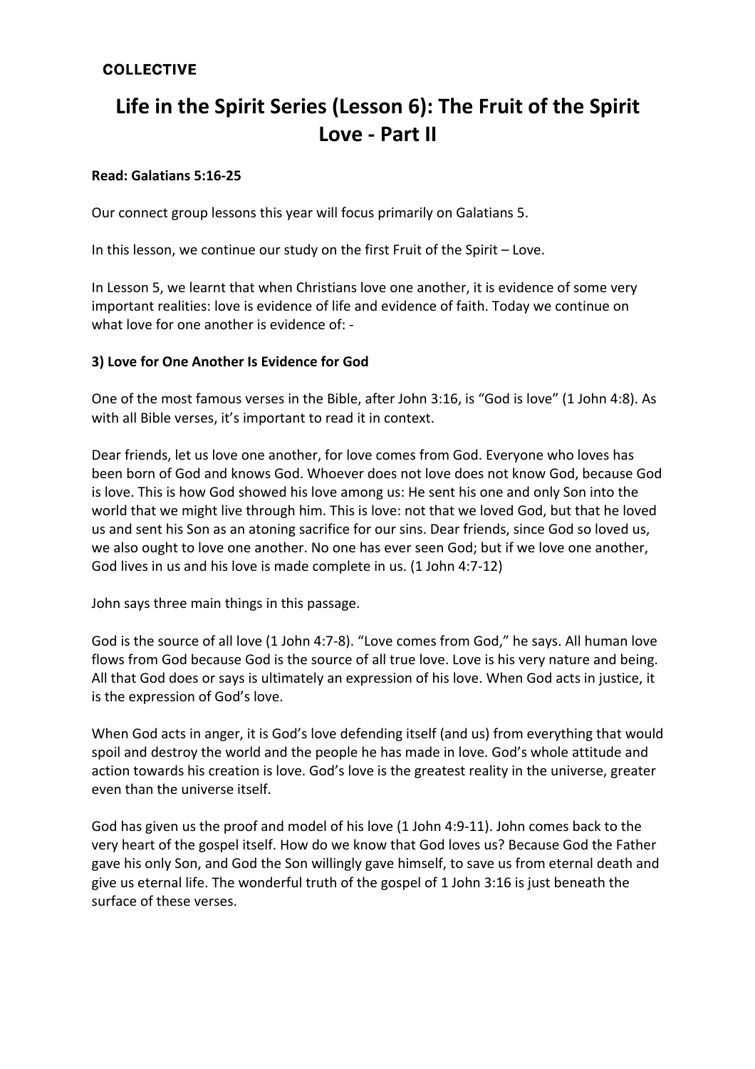**COLLECTIVE**

# Life in the Spirit Series (Lesson 6): The Fruit of the Spirit Love - Part II

**Read: Galatians 5:16-25**

Our connect group lessons this year will focus primarily on Galatians 5.

In this lesson, we continue our study on the first Fruit of the Spirit – Love.

In Lesson 5, we learnt that when Christians love one another, it is evidence of some very important realities: love is evidence of life and evidence of faith. Today we continue on what love for one another is evidence of: -

**3) Love for One Another Is Evidence for God**

One of the most famous verses in the Bible, after John 3:16, is "God is love" (1 John 4:8). As with all Bible verses, it's important to read it in context.

Dear friends, let us love one another, for love comes from God. Everyone who loves has been born of God and knows God. Whoever does not love does not know God, because God is love. This is how God showed his love among us: He sent his one and only Son into the world that we might live through him. This is love: not that we loved God, but that he loved us and sent his Son as an atoning sacrifice for our sins. Dear friends, since God so loved us, we also ought to love one another. No one has ever seen God; but if we love one another, God lives in us and his love is made complete in us. (1 John 4:7-12)

John says three main things in this passage.

God is the source of all love (1 John 4:7-8). "Love comes from God," he says. All human love flows from God because God is the source of all true love. Love is his very nature and being. All that God does or says is ultimately an expression of his love. When God acts in justice, it is the expression of God's love.

When God acts in anger, it is God's love defending itself (and us) from everything that would spoil and destroy the world and the people he has made in love. God's whole attitude and action towards his creation is love. God's love is the greatest reality in the universe, greater even than the universe itself.

God has given us the proof and model of his love (1 John 4:9-11). John comes back to the very heart of the gospel itself. How do we know that God loves us? Because God the Father gave his only Son, and God the Son willingly gave himself, to save us from eternal death and give us eternal life. The wonderful truth of the gospel of 1 John 3:16 is just beneath the surface of these verses.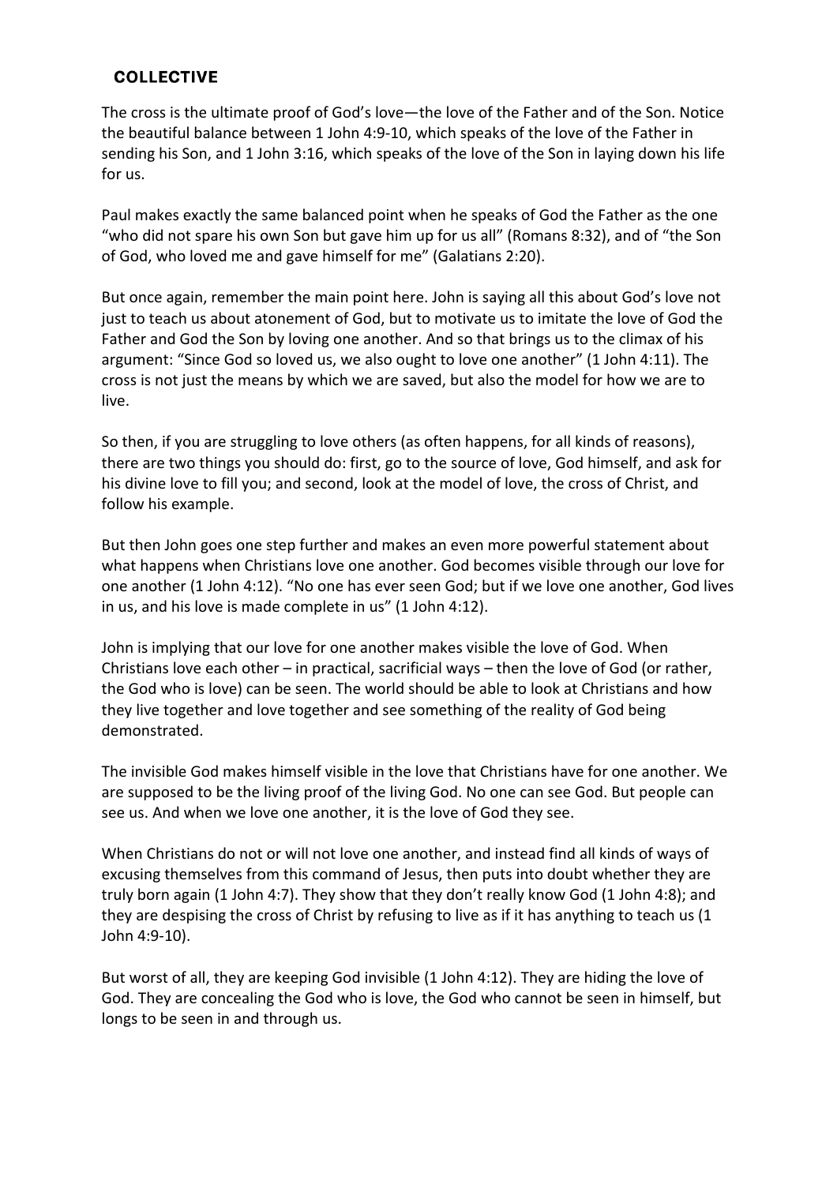## COLLECTIVE

The cross is the ultimate proof of God's love—the love of the Father and of the Son. Notice the beautiful balance between 1 John 4:9-10, which speaks of the love of the Father in sending his Son, and 1 John 3:16, which speaks of the love of the Son in laying down his life for us.

Paul makes exactly the same balanced point when he speaks of God the Father as the one "who did not spare his own Son but gave him up for us all" (Romans 8:32), and of "the Son of God, who loved me and gave himself for me" (Galatians 2:20).

But once again, remember the main point here. John is saying all this about God's love not just to teach us about atonement of God, but to motivate us to imitate the love of God the Father and God the Son by loving one another. And so that brings us to the climax of his argument: "Since God so loved us, we also ought to love one another" (1 John 4:11). The cross is not just the means by which we are saved, but also the model for how we are to live.

So then, if you are struggling to love others (as often happens, for all kinds of reasons), there are two things you should do: first, go to the source of love, God himself, and ask for his divine love to fill you; and second, look at the model of love, the cross of Christ, and follow his example.

But then John goes one step further and makes an even more powerful statement about what happens when Christians love one another. God becomes visible through our love for one another (1 John 4:12). "No one has ever seen God; but if we love one another, God lives in us, and his love is made complete in us" (1 John 4:12).

John is implying that our love for one another makes visible the love of God. When Christians love each other – in practical, sacrificial ways – then the love of God (or rather, the God who is love) can be seen. The world should be able to look at Christians and how they live together and love together and see something of the reality of God being demonstrated.

The invisible God makes himself visible in the love that Christians have for one another. We are supposed to be the living proof of the living God. No one can see God. But people can see us. And when we love one another, it is the love of God they see.

When Christians do not or will not love one another, and instead find all kinds of ways of excusing themselves from this command of Jesus, then puts into doubt whether they are truly born again (1 John 4:7). They show that they don't really know God (1 John 4:8); and they are despising the cross of Christ by refusing to live as if it has anything to teach us (1 John 4:9-10).

But worst of all, they are keeping God invisible (1 John 4:12). They are hiding the love of God. They are concealing the God who is love, the God who cannot be seen in himself, but longs to be seen in and through us.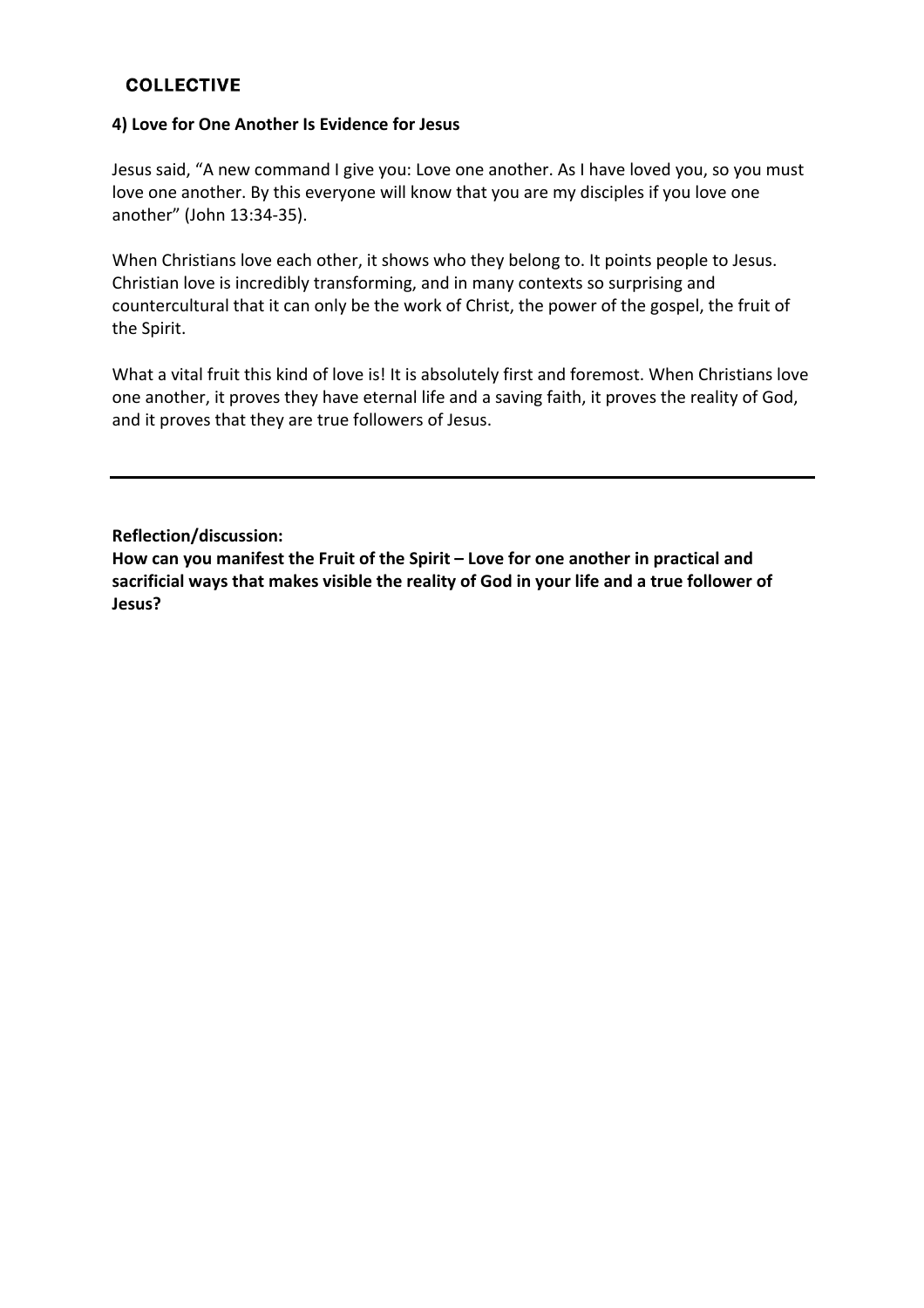**COLLECTIVE**

**4) Love for One Another Is Evidence for Jesus**

Jesus said, "A new command I give you: Love one another. As I have loved you, so you must love one another. By this everyone will know that you are my disciples if you love one another" (John 13:34-35).

When Christians love each other, it shows who they belong to. It points people to Jesus. Christian love is incredibly transforming, and in many contexts so surprising and countercultural that it can only be the work of Christ, the power of the gospel, the fruit of the Spirit.

What a vital fruit this kind of love is! It is absolutely first and foremost. When Christians love one another, it proves they have eternal life and a saving faith, it proves the reality of God, and it proves that they are true followers of Jesus.

---

**Reflection/discussion:**

**How can you manifest the Fruit of the Spirit – Love for one another in practical and sacrificial ways that makes visible the reality of God in your life and a true follower of Jesus?**